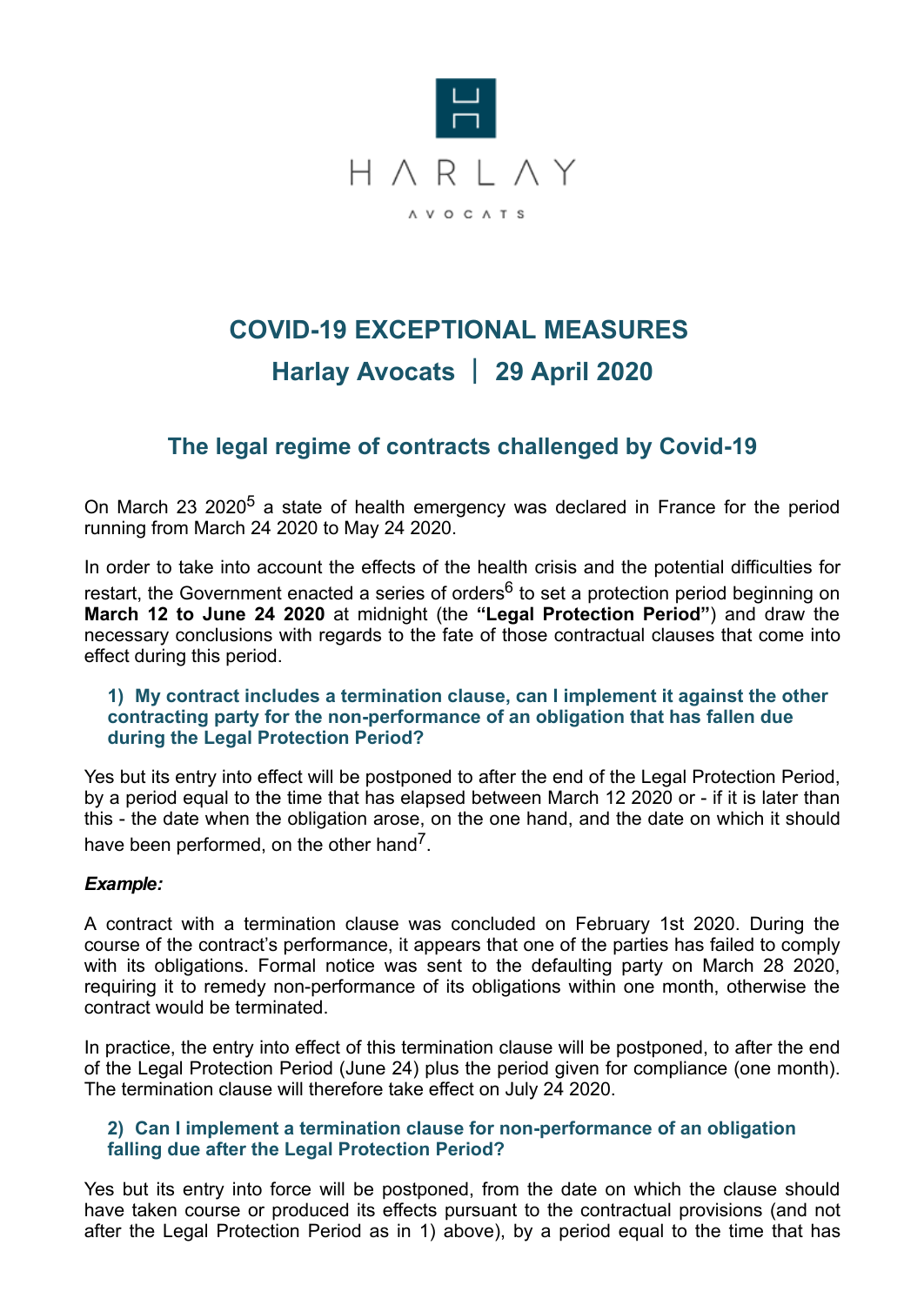HARLAY

AVOCATS

# COVID-19 EXCEPTIONAL MEASURES

## Harlay Avocats | 29 April 2020

## The legal regime of contracts challenged by Covid-19

On March 23 2020[5] a state of health emergency was declared in France for the period running from March 24 2020 to May 24 2020.

In order to take into account the effects of the health crisis and the potential difficulties for restart, the Government enacted a series of orders[6] to set a protection period beginning on **March 12 to June 24 2020** at midnight (the **"Legal Protection Period"**) and draw the necessary conclusions with regards to the fate of those contractual clauses that come into effect during this period.

### 1) My contract includes a termination clause, can I implement it against the other contracting party for the non-performance of an obligation that has fallen due during the Legal Protection Period?

Yes but its entry into effect will be postponed to after the end of the Legal Protection Period, by a period equal to the time that has elapsed between March 12 2020 or - if it is later than this - the date when the obligation arose, on the one hand, and the date on which it should have been performed, on the other hand[7].

***Example:***

A contract with a termination clause was concluded on February 1st 2020. During the course of the contract's performance, it appears that one of the parties has failed to comply with its obligations. Formal notice was sent to the defaulting party on March 28 2020, requiring it to remedy non-performance of its obligations within one month, otherwise the contract would be terminated.

In practice, the entry into effect of this termination clause will be postponed, to after the end of the Legal Protection Period (June 24) plus the period given for compliance (one month). The termination clause will therefore take effect on July 24 2020.

### 2) Can I implement a termination clause for non-performance of an obligation falling due after the Legal Protection Period?

Yes but its entry into force will be postponed, from the date on which the clause should have taken course or produced its effects pursuant to the contractual provisions (and not after the Legal Protection Period as in 1) above), by a period equal to the time that has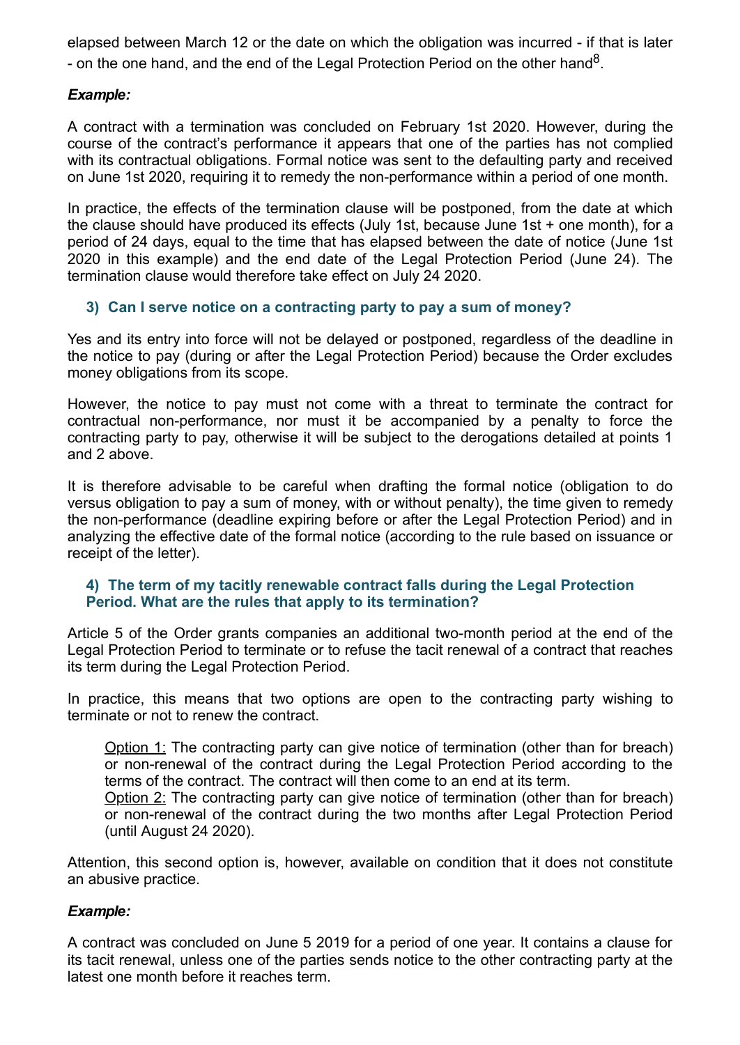elapsed between March 12 or the date on which the obligation was incurred - if that is later - on the one hand, and the end of the Legal Protection Period on the other hand[8].

***Example:***

A contract with a termination was concluded on February 1st 2020. However, during the course of the contract's performance it appears that one of the parties has not complied with its contractual obligations. Formal notice was sent to the defaulting party and received on June 1st 2020, requiring it to remedy the non-performance within a period of one month.

In practice, the effects of the termination clause will be postponed, from the date at which the clause should have produced its effects (July 1st, because June 1st + one month), for a period of 24 days, equal to the time that has elapsed between the date of notice (June 1st 2020 in this example) and the end date of the Legal Protection Period (June 24). The termination clause would therefore take effect on July 24 2020.

### 3) Can I serve notice on a contracting party to pay a sum of money?

Yes and its entry into force will not be delayed or postponed, regardless of the deadline in the notice to pay (during or after the Legal Protection Period) because the Order excludes money obligations from its scope.

However, the notice to pay must not come with a threat to terminate the contract for contractual non-performance, nor must it be accompanied by a penalty to force the contracting party to pay, otherwise it will be subject to the derogations detailed at points 1 and 2 above.

It is therefore advisable to be careful when drafting the formal notice (obligation to do versus obligation to pay a sum of money, with or without penalty), the time given to remedy the non-performance (deadline expiring before or after the Legal Protection Period) and in analyzing the effective date of the formal notice (according to the rule based on issuance or receipt of the letter).

### 4) The term of my tacitly renewable contract falls during the Legal Protection Period. What are the rules that apply to its termination?

Article 5 of the Order grants companies an additional two-month period at the end of the Legal Protection Period to terminate or to refuse the tacit renewal of a contract that reaches its term during the Legal Protection Period.

In practice, this means that two options are open to the contracting party wishing to terminate or not to renew the contract.

<u>Option 1:</u> The contracting party can give notice of termination (other than for breach) or non-renewal of the contract during the Legal Protection Period according to the terms of the contract. The contract will then come to an end at its term.
<u>Option 2:</u> The contracting party can give notice of termination (other than for breach) or non-renewal of the contract during the two months after Legal Protection Period (until August 24 2020).

Attention, this second option is, however, available on condition that it does not constitute an abusive practice.

***Example:***

A contract was concluded on June 5 2019 for a period of one year. It contains a clause for its tacit renewal, unless one of the parties sends notice to the other contracting party at the latest one month before it reaches term.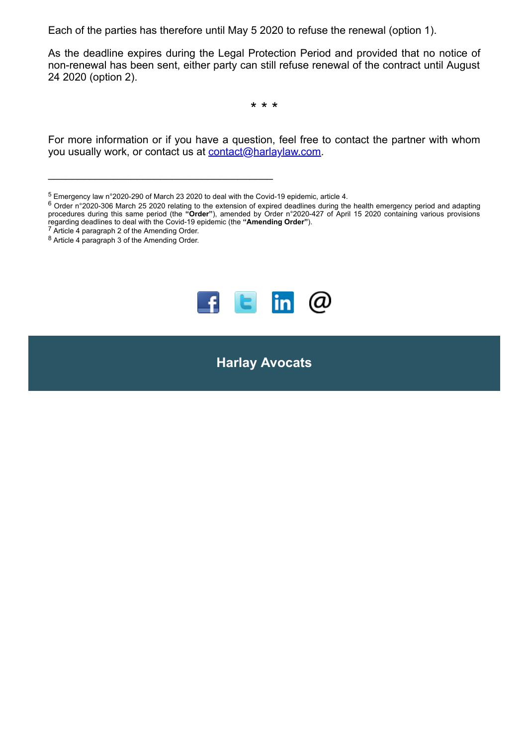Each of the parties has therefore until May 5 2020 to refuse the renewal (option 1).

As the deadline expires during the Legal Protection Period and provided that no notice of non-renewal has been sent, either party can still refuse renewal of the contract until August 24 2020 (option 2).

\* \* \*

For more information or if you have a question, feel free to contact the partner with whom you usually work, or contact us at contact@harlaylaw.com.

---

[5] Emergency law n°2020-290 of March 23 2020 to deal with the Covid-19 epidemic, article 4.

[6] Order n°2020-306 March 25 2020 relating to the extension of expired deadlines during the health emergency period and adapting procedures during this same period (the **"Order"**), amended by Order n°2020-427 of April 15 2020 containing various provisions regarding deadlines to deal with the Covid-19 epidemic (the **"Amending Order"**).

[7] Article 4 paragraph 2 of the Amending Order.

[8] Article 4 paragraph 3 of the Amending Order.

**Harlay Avocats**